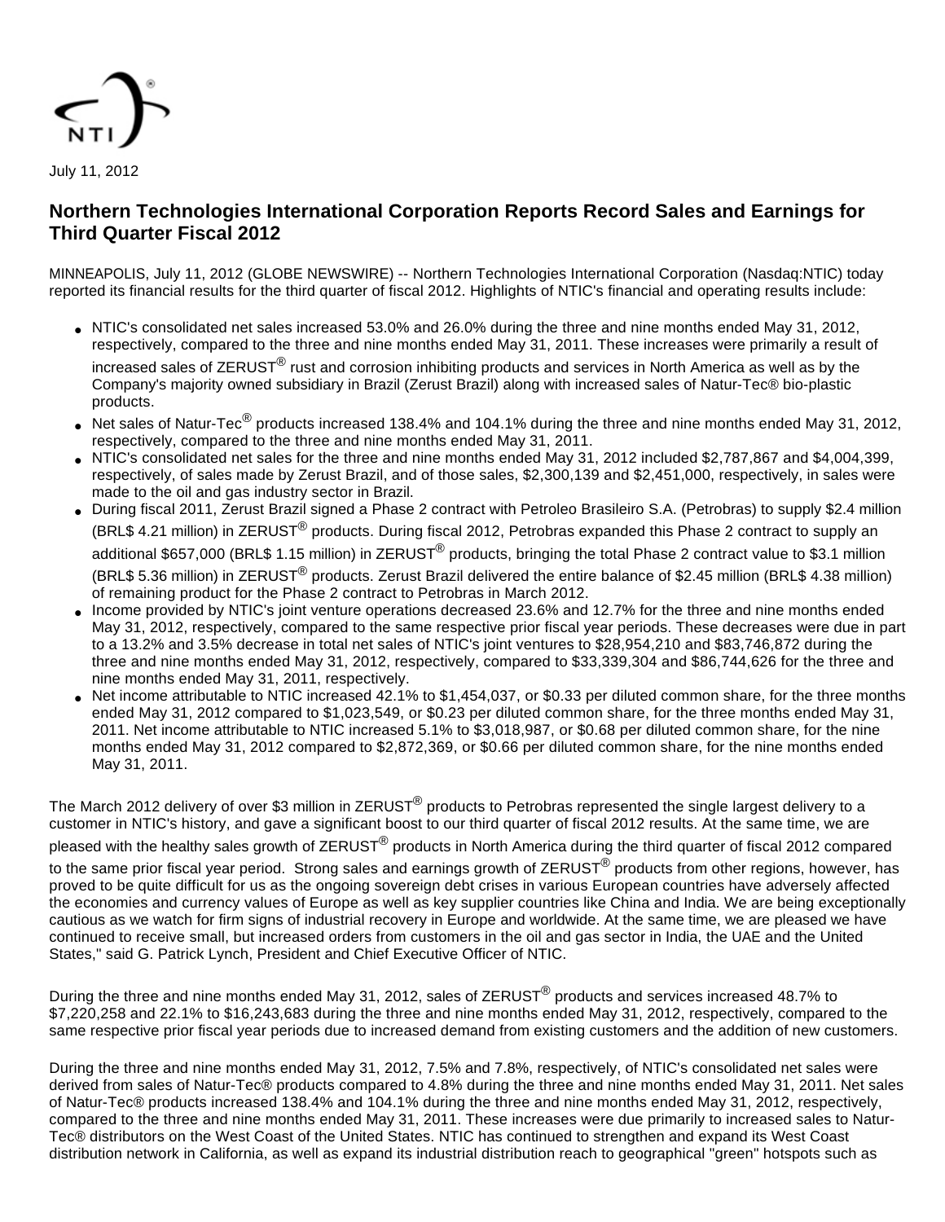NTI

July 11, 2012

# Northern Technologies International Corporation Reports Record Sales and Earnings for Third Quarter Fiscal 2012

MINNEAPOLIS, July 11, 2012 (GLOBE NEWSWIRE) -- Northern Technologies International Corporation (Nasdaq:NTIC) today reported its financial results for the third quarter of fiscal 2012. Highlights of NTIC's financial and operating results include:

- NTIC's consolidated net sales increased 53.0% and 26.0% during the three and nine months ended May 31, 2012, respectively, compared to the three and nine months ended May 31, 2011. These increases were primarily a result of increased sales of ZERUST® rust and corrosion inhibiting products and services in North America as well as by the Company's majority owned subsidiary in Brazil (Zerust Brazil) along with increased sales of Natur-Tec® bio-plastic products.
- Net sales of Natur-Tec® products increased 138.4% and 104.1% during the three and nine months ended May 31, 2012, respectively, compared to the three and nine months ended May 31, 2011.
- NTIC's consolidated net sales for the three and nine months ended May 31, 2012 included $2,787,867 and $4,004,399, respectively, of sales made by Zerust Brazil, and of those sales, $2,300,139 and $2,451,000, respectively, in sales were made to the oil and gas industry sector in Brazil.
- During fiscal 2011, Zerust Brazil signed a Phase 2 contract with Petroleo Brasileiro S.A. (Petrobras) to supply $2.4 million (BRL$ 4.21 million) in ZERUST® products. During fiscal 2012, Petrobras expanded this Phase 2 contract to supply an additional $657,000 (BRL$ 1.15 million) in ZERUST® products, bringing the total Phase 2 contract value to $3.1 million (BRL$ 5.36 million) in ZERUST® products. Zerust Brazil delivered the entire balance of $2.45 million (BRL$ 4.38 million) of remaining product for the Phase 2 contract to Petrobras in March 2012.
- Income provided by NTIC's joint venture operations decreased 23.6% and 12.7% for the three and nine months ended May 31, 2012, respectively, compared to the same respective prior fiscal year periods. These decreases were due in part to a 13.2% and 3.5% decrease in total net sales of NTIC's joint ventures to $28,954,210 and $83,746,872 during the three and nine months ended May 31, 2012, respectively, compared to $33,339,304 and $86,744,626 for the three and nine months ended May 31, 2011, respectively.
- Net income attributable to NTIC increased 42.1% to $1,454,037, or $0.33 per diluted common share, for the three months ended May 31, 2012 compared to $1,023,549, or $0.23 per diluted common share, for the three months ended May 31, 2011. Net income attributable to NTIC increased 5.1% to $3,018,987, or $0.68 per diluted common share, for the nine months ended May 31, 2012 compared to $2,872,369, or $0.66 per diluted common share, for the nine months ended May 31, 2011.

The March 2012 delivery of over $3 million in ZERUST® products to Petrobras represented the single largest delivery to a customer in NTIC's history, and gave a significant boost to our third quarter of fiscal 2012 results. At the same time, we are pleased with the healthy sales growth of ZERUST® products in North America during the third quarter of fiscal 2012 compared to the same prior fiscal year period. Strong sales and earnings growth of ZERUST® products from other regions, however, has proved to be quite difficult for us as the ongoing sovereign debt crises in various European countries have adversely affected the economies and currency values of Europe as well as key supplier countries like China and India. We are being exceptionally cautious as we watch for firm signs of industrial recovery in Europe and worldwide. At the same time, we are pleased we have continued to receive small, but increased orders from customers in the oil and gas sector in India, the UAE and the United States," said G. Patrick Lynch, President and Chief Executive Officer of NTIC.

During the three and nine months ended May 31, 2012, sales of ZERUST® products and services increased 48.7% to $7,220,258 and 22.1% to $16,243,683 during the three and nine months ended May 31, 2012, respectively, compared to the same respective prior fiscal year periods due to increased demand from existing customers and the addition of new customers.

During the three and nine months ended May 31, 2012, 7.5% and 7.8%, respectively, of NTIC's consolidated net sales were derived from sales of Natur-Tec® products compared to 4.8% during the three and nine months ended May 31, 2011. Net sales of Natur-Tec® products increased 138.4% and 104.1% during the three and nine months ended May 31, 2012, respectively, compared to the three and nine months ended May 31, 2011. These increases were due primarily to increased sales to Natur-Tec® distributors on the West Coast of the United States. NTIC has continued to strengthen and expand its West Coast distribution network in California, as well as expand its industrial distribution reach to geographical "green" hotspots such as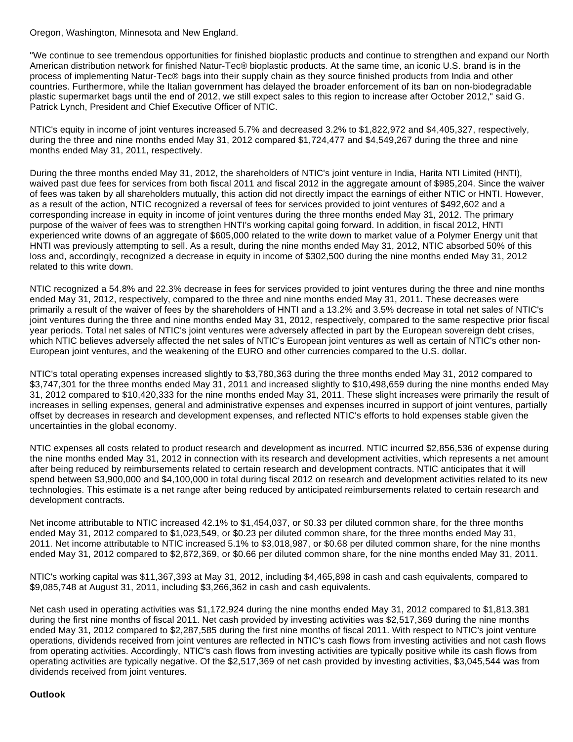Oregon, Washington, Minnesota and New England.

"We continue to see tremendous opportunities for finished bioplastic products and continue to strengthen and expand our North American distribution network for finished Natur-Tec® bioplastic products. At the same time, an iconic U.S. brand is in the process of implementing Natur-Tec® bags into their supply chain as they source finished products from India and other countries. Furthermore, while the Italian government has delayed the broader enforcement of its ban on non-biodegradable plastic supermarket bags until the end of 2012, we still expect sales to this region to increase after October 2012," said G. Patrick Lynch, President and Chief Executive Officer of NTIC.

NTIC's equity in income of joint ventures increased 5.7% and decreased 3.2% to $1,822,972 and $4,405,327, respectively, during the three and nine months ended May 31, 2012 compared $1,724,477 and $4,549,267 during the three and nine months ended May 31, 2011, respectively.

During the three months ended May 31, 2012, the shareholders of NTIC's joint venture in India, Harita NTI Limited (HNTI), waived past due fees for services from both fiscal 2011 and fiscal 2012 in the aggregate amount of $985,204. Since the waiver of fees was taken by all shareholders mutually, this action did not directly impact the earnings of either NTIC or HNTI. However, as a result of the action, NTIC recognized a reversal of fees for services provided to joint ventures of $492,602 and a corresponding increase in equity in income of joint ventures during the three months ended May 31, 2012. The primary purpose of the waiver of fees was to strengthen HNTI's working capital going forward. In addition, in fiscal 2012, HNTI experienced write downs of an aggregate of $605,000 related to the write down to market value of a Polymer Energy unit that HNTI was previously attempting to sell. As a result, during the nine months ended May 31, 2012, NTIC absorbed 50% of this loss and, accordingly, recognized a decrease in equity in income of $302,500 during the nine months ended May 31, 2012 related to this write down.

NTIC recognized a 54.8% and 22.3% decrease in fees for services provided to joint ventures during the three and nine months ended May 31, 2012, respectively, compared to the three and nine months ended May 31, 2011. These decreases were primarily a result of the waiver of fees by the shareholders of HNTI and a 13.2% and 3.5% decrease in total net sales of NTIC's joint ventures during the three and nine months ended May 31, 2012, respectively, compared to the same respective prior fiscal year periods. Total net sales of NTIC's joint ventures were adversely affected in part by the European sovereign debt crises, which NTIC believes adversely affected the net sales of NTIC's European joint ventures as well as certain of NTIC's other non-European joint ventures, and the weakening of the EURO and other currencies compared to the U.S. dollar.

NTIC's total operating expenses increased slightly to $3,780,363 during the three months ended May 31, 2012 compared to $3,747,301 for the three months ended May 31, 2011 and increased slightly to $10,498,659 during the nine months ended May 31, 2012 compared to $10,420,333 for the nine months ended May 31, 2011. These slight increases were primarily the result of increases in selling expenses, general and administrative expenses and expenses incurred in support of joint ventures, partially offset by decreases in research and development expenses, and reflected NTIC's efforts to hold expenses stable given the uncertainties in the global economy.

NTIC expenses all costs related to product research and development as incurred. NTIC incurred $2,856,536 of expense during the nine months ended May 31, 2012 in connection with its research and development activities, which represents a net amount after being reduced by reimbursements related to certain research and development contracts. NTIC anticipates that it will spend between $3,900,000 and $4,100,000 in total during fiscal 2012 on research and development activities related to its new technologies. This estimate is a net range after being reduced by anticipated reimbursements related to certain research and development contracts.

Net income attributable to NTIC increased 42.1% to $1,454,037, or $0.33 per diluted common share, for the three months ended May 31, 2012 compared to $1,023,549, or $0.23 per diluted common share, for the three months ended May 31, 2011. Net income attributable to NTIC increased 5.1% to $3,018,987, or $0.68 per diluted common share, for the nine months ended May 31, 2012 compared to $2,872,369, or $0.66 per diluted common share, for the nine months ended May 31, 2011.

NTIC's working capital was $11,367,393 at May 31, 2012, including $4,465,898 in cash and cash equivalents, compared to $9,085,748 at August 31, 2011, including $3,266,362 in cash and cash equivalents.

Net cash used in operating activities was $1,172,924 during the nine months ended May 31, 2012 compared to $1,813,381 during the first nine months of fiscal 2011. Net cash provided by investing activities was $2,517,369 during the nine months ended May 31, 2012 compared to $2,287,585 during the first nine months of fiscal 2011. With respect to NTIC's joint venture operations, dividends received from joint ventures are reflected in NTIC's cash flows from investing activities and not cash flows from operating activities. Accordingly, NTIC's cash flows from investing activities are typically positive while its cash flows from operating activities are typically negative. Of the $2,517,369 of net cash provided by investing activities, $3,045,544 was from dividends received from joint ventures.

**Outlook**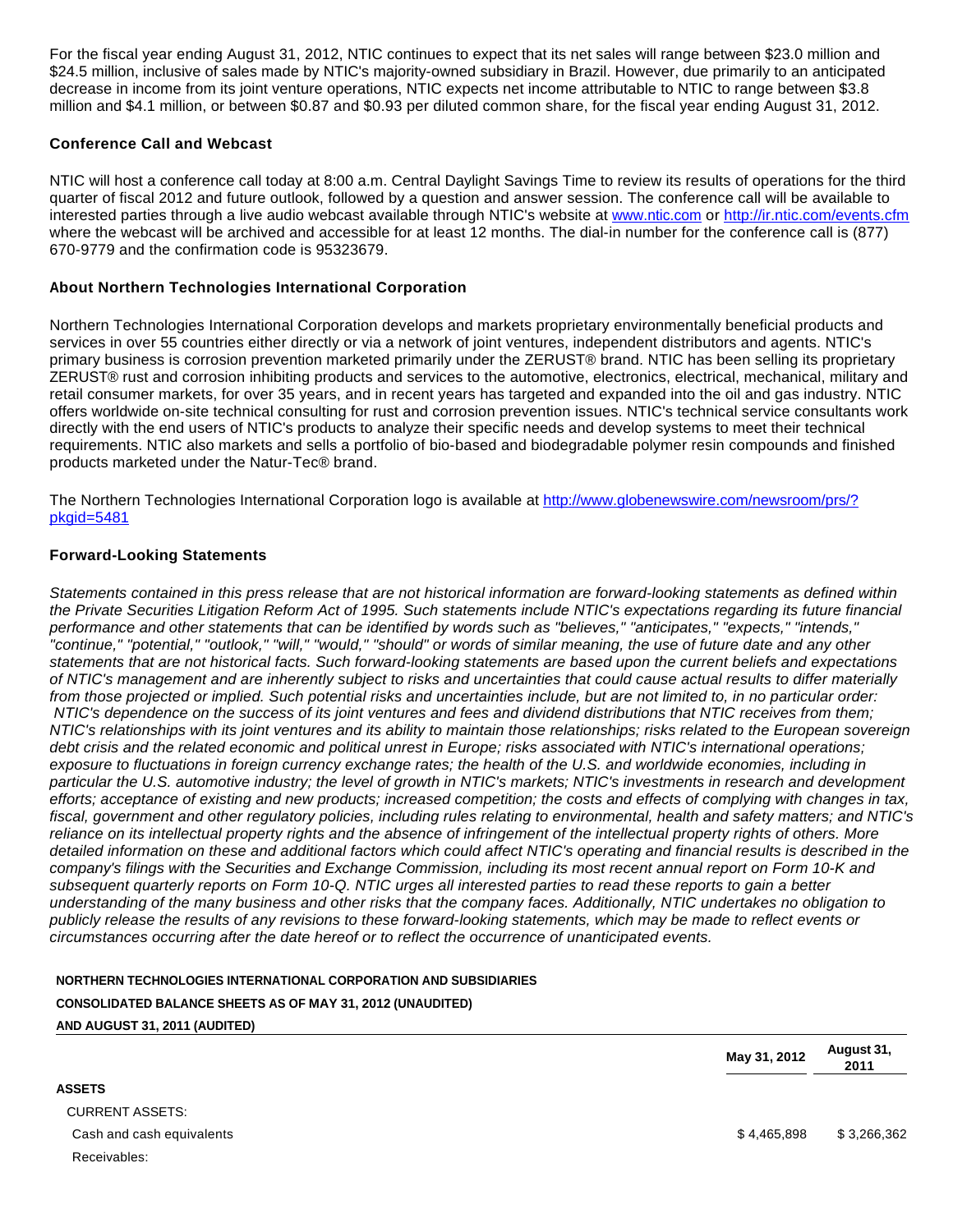For the fiscal year ending August 31, 2012, NTIC continues to expect that its net sales will range between $23.0 million and $24.5 million, inclusive of sales made by NTIC's majority-owned subsidiary in Brazil. However, due primarily to an anticipated decrease in income from its joint venture operations, NTIC expects net income attributable to NTIC to range between $3.8 million and $4.1 million, or between $0.87 and $0.93 per diluted common share, for the fiscal year ending August 31, 2012.

### Conference Call and Webcast

NTIC will host a conference call today at 8:00 a.m. Central Daylight Savings Time to review its results of operations for the third quarter of fiscal 2012 and future outlook, followed by a question and answer session. The conference call will be available to interested parties through a live audio webcast available through NTIC's website at www.ntic.com or http://ir.ntic.com/events.cfm where the webcast will be archived and accessible for at least 12 months. The dial-in number for the conference call is (877) 670-9779 and the confirmation code is 95323679.

### About Northern Technologies International Corporation

Northern Technologies International Corporation develops and markets proprietary environmentally beneficial products and services in over 55 countries either directly or via a network of joint ventures, independent distributors and agents. NTIC's primary business is corrosion prevention marketed primarily under the ZERUST® brand. NTIC has been selling its proprietary ZERUST® rust and corrosion inhibiting products and services to the automotive, electronics, electrical, mechanical, military and retail consumer markets, for over 35 years, and in recent years has targeted and expanded into the oil and gas industry. NTIC offers worldwide on-site technical consulting for rust and corrosion prevention issues. NTIC's technical service consultants work directly with the end users of NTIC's products to analyze their specific needs and develop systems to meet their technical requirements. NTIC also markets and sells a portfolio of bio-based and biodegradable polymer resin compounds and finished products marketed under the Natur-Tec® brand.

The Northern Technologies International Corporation logo is available at http://www.globenewswire.com/newsroom/prs/?pkgid=5481

### Forward-Looking Statements

*Statements contained in this press release that are not historical information are forward-looking statements as defined within the Private Securities Litigation Reform Act of 1995. Such statements include NTIC's expectations regarding its future financial performance and other statements that can be identified by words such as "believes," "anticipates," "expects," "intends," "continue," "potential," "outlook," "will," "would," "should" or words of similar meaning, the use of future date and any other statements that are not historical facts. Such forward-looking statements are based upon the current beliefs and expectations of NTIC's management and are inherently subject to risks and uncertainties that could cause actual results to differ materially from those projected or implied. Such potential risks and uncertainties include, but are not limited to, in no particular order: NTIC's dependence on the success of its joint ventures and fees and dividend distributions that NTIC receives from them; NTIC's relationships with its joint ventures and its ability to maintain those relationships; risks related to the European sovereign debt crisis and the related economic and political unrest in Europe; risks associated with NTIC's international operations; exposure to fluctuations in foreign currency exchange rates; the health of the U.S. and worldwide economies, including in particular the U.S. automotive industry; the level of growth in NTIC's markets; NTIC's investments in research and development efforts; acceptance of existing and new products; increased competition; the costs and effects of complying with changes in tax, fiscal, government and other regulatory policies, including rules relating to environmental, health and safety matters; and NTIC's reliance on its intellectual property rights and the absence of infringement of the intellectual property rights of others. More detailed information on these and additional factors which could affect NTIC's operating and financial results is described in the company's filings with the Securities and Exchange Commission, including its most recent annual report on Form 10-K and subsequent quarterly reports on Form 10-Q. NTIC urges all interested parties to read these reports to gain a better understanding of the many business and other risks that the company faces. Additionally, NTIC undertakes no obligation to publicly release the results of any revisions to these forward-looking statements, which may be made to reflect events or circumstances occurring after the date hereof or to reflect the occurrence of unanticipated events.*

**NORTHERN TECHNOLOGIES INTERNATIONAL CORPORATION AND SUBSIDIARIES**
**CONSOLIDATED BALANCE SHEETS AS OF MAY 31, 2012 (UNAUDITED)**
**AND AUGUST 31, 2011 (AUDITED)**

| | May 31, 2012 | August 31, 2011 |
|---|---|---|
| **ASSETS** | | |
| CURRENT ASSETS: | | |
| Cash and cash equivalents | $ 4,465,898 | $ 3,266,362 |
| Receivables: | | |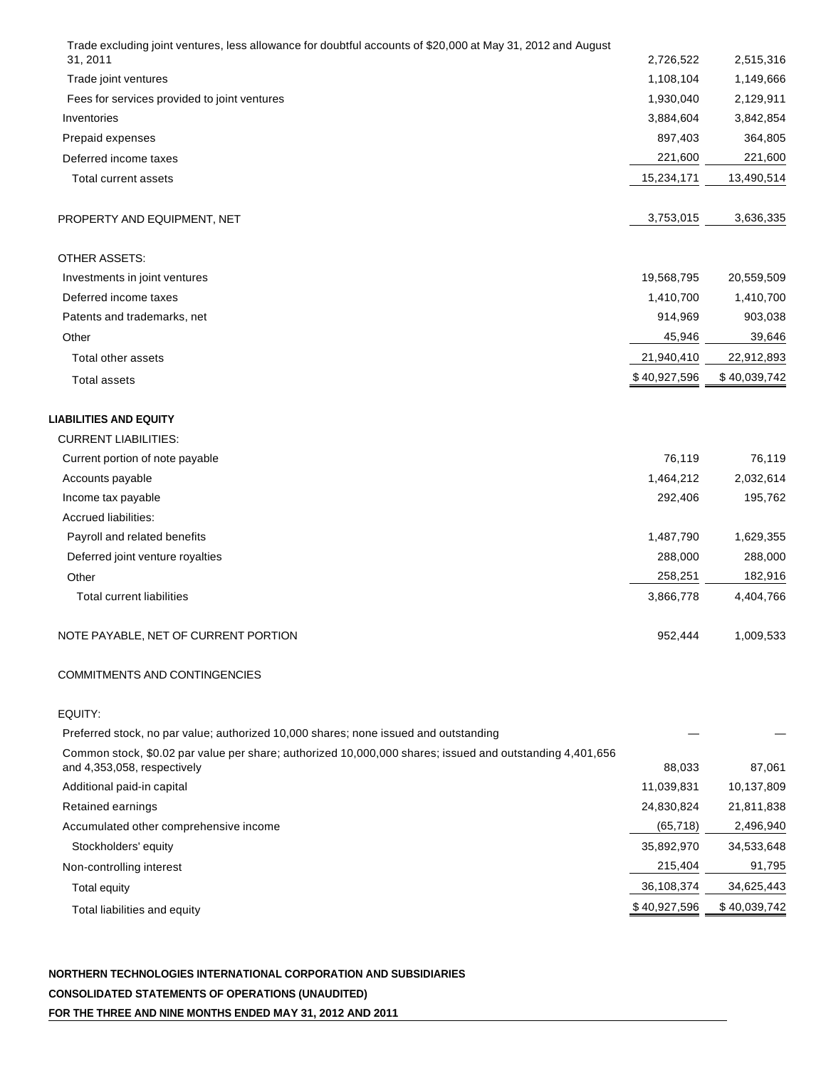| | | |
|---|---|---|
| Trade excluding joint ventures, less allowance for doubtful accounts of $20,000 at May 31, 2012 and August 31, 2011 | 2,726,522 | 2,515,316 |
| Trade joint ventures | 1,108,104 | 1,149,666 |
| Fees for services provided to joint ventures | 1,930,040 | 2,129,911 |
| Inventories | 3,884,604 | 3,842,854 |
| Prepaid expenses | 897,403 | 364,805 |
| Deferred income taxes | 221,600 | 221,600 |
| Total current assets | 15,234,171 | 13,490,514 |
| | | |
| PROPERTY AND EQUIPMENT, NET | 3,753,015 | 3,636,335 |
| | | |
| OTHER ASSETS: | | |
| Investments in joint ventures | 19,568,795 | 20,559,509 |
| Deferred income taxes | 1,410,700 | 1,410,700 |
| Patents and trademarks, net | 914,969 | 903,038 |
| Other | 45,946 | 39,646 |
| Total other assets | 21,940,410 | 22,912,893 |
| Total assets | $ 40,927,596 | $ 40,039,742 |
| | | |
| **LIABILITIES AND EQUITY** | | |
| CURRENT LIABILITIES: | | |
| Current portion of note payable | 76,119 | 76,119 |
| Accounts payable | 1,464,212 | 2,032,614 |
| Income tax payable | 292,406 | 195,762 |
| Accrued liabilities: | | |
| Payroll and related benefits | 1,487,790 | 1,629,355 |
| Deferred joint venture royalties | 288,000 | 288,000 |
| Other | 258,251 | 182,916 |
| Total current liabilities | 3,866,778 | 4,404,766 |
| | | |
| NOTE PAYABLE, NET OF CURRENT PORTION | 952,444 | 1,009,533 |
| | | |
| COMMITMENTS AND CONTINGENCIES | | |
| | | |
| EQUITY: | | |
| Preferred stock, no par value; authorized 10,000 shares; none issued and outstanding | — | — |
| Common stock, $0.02 par value per share; authorized 10,000,000 shares; issued and outstanding 4,401,656 and 4,353,058, respectively | 88,033 | 87,061 |
| Additional paid-in capital | 11,039,831 | 10,137,809 |
| Retained earnings | 24,830,824 | 21,811,838 |
| Accumulated other comprehensive income | (65,718) | 2,496,940 |
| Stockholders' equity | 35,892,970 | 34,533,648 |
| Non-controlling interest | 215,404 | 91,795 |
| Total equity | 36,108,374 | 34,625,443 |
| Total liabilities and equity | $ 40,927,596 | $ 40,039,742 |

**NORTHERN TECHNOLOGIES INTERNATIONAL CORPORATION AND SUBSIDIARIES**

**CONSOLIDATED STATEMENTS OF OPERATIONS (UNAUDITED)**

**FOR THE THREE AND NINE MONTHS ENDED MAY 31, 2012 AND 2011**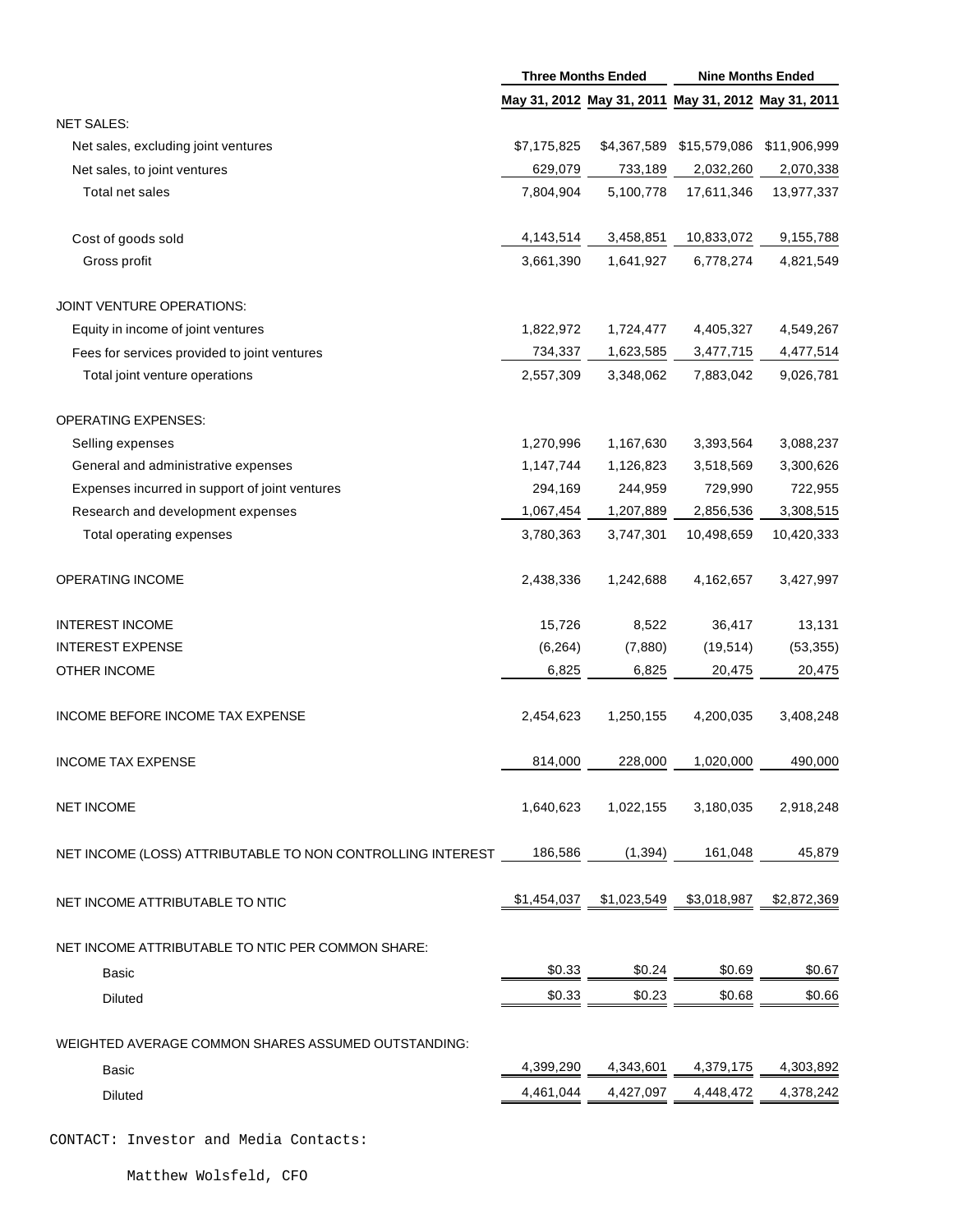| | Three Months Ended | | Nine Months Ended | |
|---|---|---|---|---|
| | May 31, 2012 | May 31, 2011 | May 31, 2012 | May 31, 2011 |
| NET SALES: | | | | |
| Net sales, excluding joint ventures | $7,175,825 | $4,367,589 | $15,579,086 | $11,906,999 |
| Net sales, to joint ventures | 629,079 | 733,189 | 2,032,260 | 2,070,338 |
| Total net sales | 7,804,904 | 5,100,778 | 17,611,346 | 13,977,337 |
| Cost of goods sold | 4,143,514 | 3,458,851 | 10,833,072 | 9,155,788 |
| Gross profit | 3,661,390 | 1,641,927 | 6,778,274 | 4,821,549 |
| JOINT VENTURE OPERATIONS: | | | | |
| Equity in income of joint ventures | 1,822,972 | 1,724,477 | 4,405,327 | 4,549,267 |
| Fees for services provided to joint ventures | 734,337 | 1,623,585 | 3,477,715 | 4,477,514 |
| Total joint venture operations | 2,557,309 | 3,348,062 | 7,883,042 | 9,026,781 |
| OPERATING EXPENSES: | | | | |
| Selling expenses | 1,270,996 | 1,167,630 | 3,393,564 | 3,088,237 |
| General and administrative expenses | 1,147,744 | 1,126,823 | 3,518,569 | 3,300,626 |
| Expenses incurred in support of joint ventures | 294,169 | 244,959 | 729,990 | 722,955 |
| Research and development expenses | 1,067,454 | 1,207,889 | 2,856,536 | 3,308,515 |
| Total operating expenses | 3,780,363 | 3,747,301 | 10,498,659 | 10,420,333 |
| OPERATING INCOME | 2,438,336 | 1,242,688 | 4,162,657 | 3,427,997 |
| INTEREST INCOME | 15,726 | 8,522 | 36,417 | 13,131 |
| INTEREST EXPENSE | (6,264) | (7,880) | (19,514) | (53,355) |
| OTHER INCOME | 6,825 | 6,825 | 20,475 | 20,475 |
| INCOME BEFORE INCOME TAX EXPENSE | 2,454,623 | 1,250,155 | 4,200,035 | 3,408,248 |
| INCOME TAX EXPENSE | 814,000 | 228,000 | 1,020,000 | 490,000 |
| NET INCOME | 1,640,623 | 1,022,155 | 3,180,035 | 2,918,248 |
| NET INCOME (LOSS) ATTRIBUTABLE TO NON CONTROLLING INTEREST | 186,586 | (1,394) | 161,048 | 45,879 |
| NET INCOME ATTRIBUTABLE TO NTIC | $1,454,037 | $1,023,549 | $3,018,987 | $2,872,369 |
| NET INCOME ATTRIBUTABLE TO NTIC PER COMMON SHARE: | | | | |
| Basic | $0.33 | $0.24 | $0.69 | $0.67 |
| Diluted | $0.33 | $0.23 | $0.68 | $0.66 |
| WEIGHTED AVERAGE COMMON SHARES ASSUMED OUTSTANDING: | | | | |
| Basic | 4,399,290 | 4,343,601 | 4,379,175 | 4,303,892 |
| Diluted | 4,461,044 | 4,427,097 | 4,448,472 | 4,378,242 |

CONTACT: Investor and Media Contacts:

Matthew Wolsfeld, CFO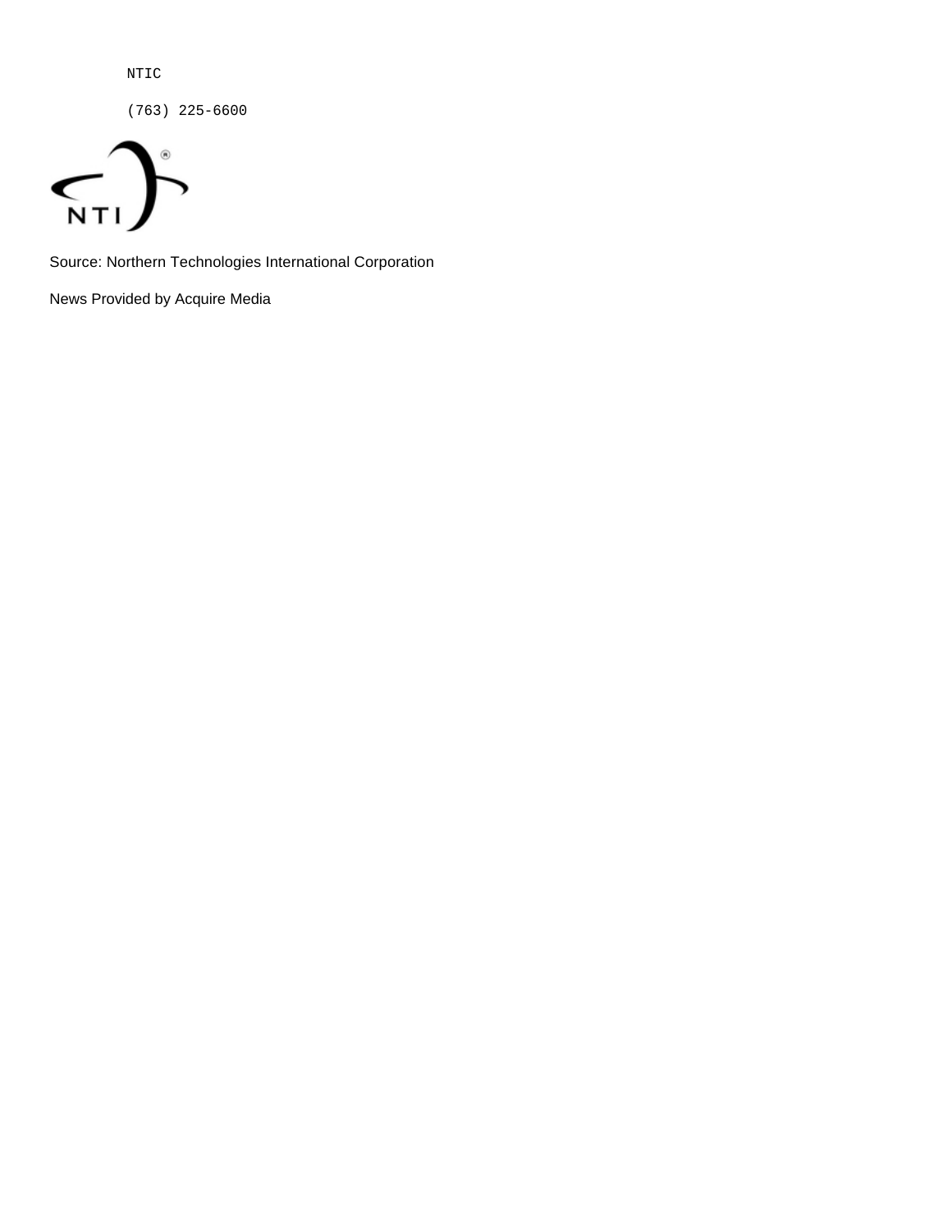NTIC

(763) 225-6600

Source: Northern Technologies International Corporation

News Provided by Acquire Media